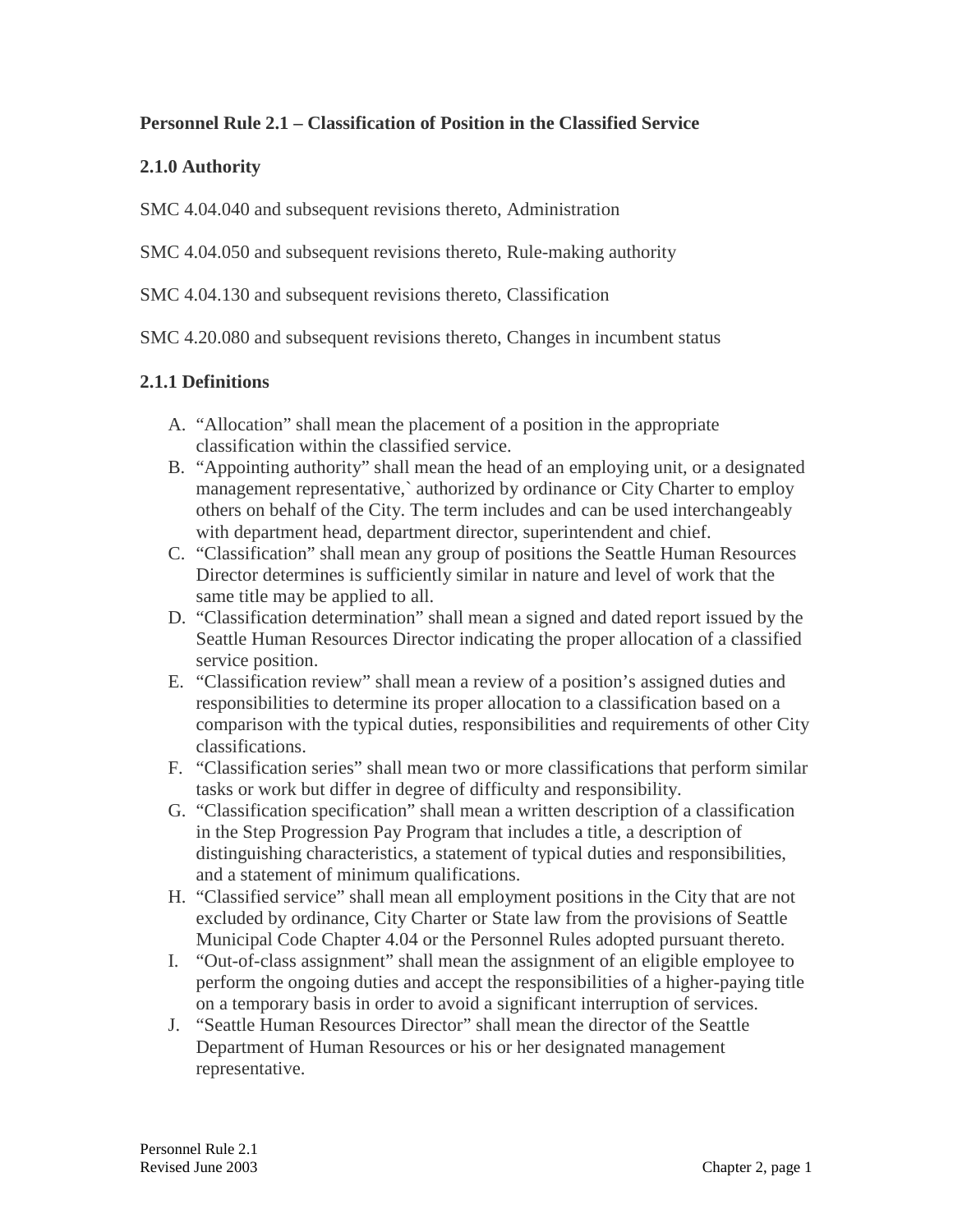**Personnel Rule 2.1 – Classification of Position in the Classified Service**

**2.1.0 Authority**

SMC 4.04.040 and subsequent revisions thereto, Administration

SMC 4.04.050 and subsequent revisions thereto, Rule-making authority

SMC 4.04.130 and subsequent revisions thereto, Classification

SMC 4.20.080 and subsequent revisions thereto, Changes in incumbent status

**2.1.1 Definitions**

A. "Allocation" shall mean the placement of a position in the appropriate classification within the classified service.
B. "Appointing authority" shall mean the head of an employing unit, or a designated management representative,` authorized by ordinance or City Charter to employ others on behalf of the City. The term includes and can be used interchangeably with department head, department director, superintendent and chief.
C. "Classification" shall mean any group of positions the Seattle Human Resources Director determines is sufficiently similar in nature and level of work that the same title may be applied to all.
D. "Classification determination" shall mean a signed and dated report issued by the Seattle Human Resources Director indicating the proper allocation of a classified service position.
E. "Classification review" shall mean a review of a position's assigned duties and responsibilities to determine its proper allocation to a classification based on a comparison with the typical duties, responsibilities and requirements of other City classifications.
F. "Classification series" shall mean two or more classifications that perform similar tasks or work but differ in degree of difficulty and responsibility.
G. "Classification specification" shall mean a written description of a classification in the Step Progression Pay Program that includes a title, a description of distinguishing characteristics, a statement of typical duties and responsibilities, and a statement of minimum qualifications.
H. "Classified service" shall mean all employment positions in the City that are not excluded by ordinance, City Charter or State law from the provisions of Seattle Municipal Code Chapter 4.04 or the Personnel Rules adopted pursuant thereto.
I. "Out-of-class assignment" shall mean the assignment of an eligible employee to perform the ongoing duties and accept the responsibilities of a higher-paying title on a temporary basis in order to avoid a significant interruption of services.
J. "Seattle Human Resources Director" shall mean the director of the Seattle Department of Human Resources or his or her designated management representative.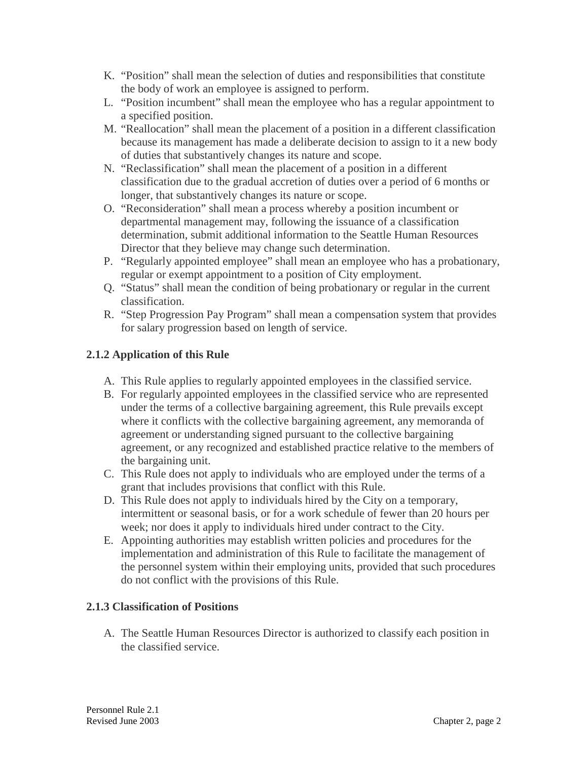K. "Position" shall mean the selection of duties and responsibilities that constitute the body of work an employee is assigned to perform.
L. "Position incumbent" shall mean the employee who has a regular appointment to a specified position.
M. "Reallocation" shall mean the placement of a position in a different classification because its management has made a deliberate decision to assign to it a new body of duties that substantively changes its nature and scope.
N. "Reclassification" shall mean the placement of a position in a different classification due to the gradual accretion of duties over a period of 6 months or longer, that substantively changes its nature or scope.
O. "Reconsideration" shall mean a process whereby a position incumbent or departmental management may, following the issuance of a classification determination, submit additional information to the Seattle Human Resources Director that they believe may change such determination.
P. "Regularly appointed employee" shall mean an employee who has a probationary, regular or exempt appointment to a position of City employment.
Q. "Status" shall mean the condition of being probationary or regular in the current classification.
R. "Step Progression Pay Program" shall mean a compensation system that provides for salary progression based on length of service.

### 2.1.2 Application of this Rule

A. This Rule applies to regularly appointed employees in the classified service.
B. For regularly appointed employees in the classified service who are represented under the terms of a collective bargaining agreement, this Rule prevails except where it conflicts with the collective bargaining agreement, any memoranda of agreement or understanding signed pursuant to the collective bargaining agreement, or any recognized and established practice relative to the members of the bargaining unit.
C. This Rule does not apply to individuals who are employed under the terms of a grant that includes provisions that conflict with this Rule.
D. This Rule does not apply to individuals hired by the City on a temporary, intermittent or seasonal basis, or for a work schedule of fewer than 20 hours per week; nor does it apply to individuals hired under contract to the City.
E. Appointing authorities may establish written policies and procedures for the implementation and administration of this Rule to facilitate the management of the personnel system within their employing units, provided that such procedures do not conflict with the provisions of this Rule.

### 2.1.3 Classification of Positions

A. The Seattle Human Resources Director is authorized to classify each position in the classified service.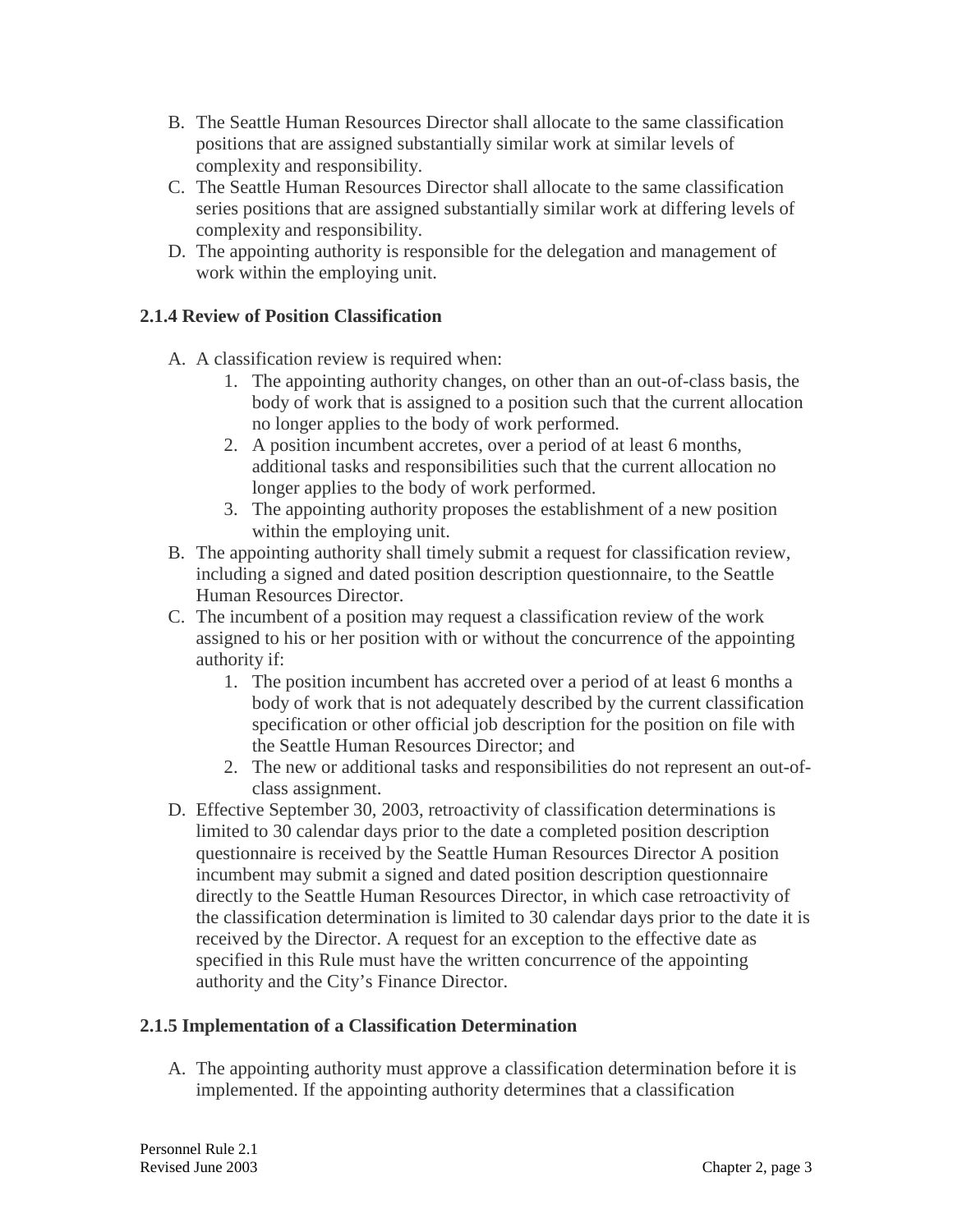B. The Seattle Human Resources Director shall allocate to the same classification positions that are assigned substantially similar work at similar levels of complexity and responsibility.
C. The Seattle Human Resources Director shall allocate to the same classification series positions that are assigned substantially similar work at differing levels of complexity and responsibility.
D. The appointing authority is responsible for the delegation and management of work within the employing unit.

### 2.1.4 Review of Position Classification

A. A classification review is required when:
    1. The appointing authority changes, on other than an out-of-class basis, the body of work that is assigned to a position such that the current allocation no longer applies to the body of work performed.
    2. A position incumbent accretes, over a period of at least 6 months, additional tasks and responsibilities such that the current allocation no longer applies to the body of work performed.
    3. The appointing authority proposes the establishment of a new position within the employing unit.
B. The appointing authority shall timely submit a request for classification review, including a signed and dated position description questionnaire, to the Seattle Human Resources Director.
C. The incumbent of a position may request a classification review of the work assigned to his or her position with or without the concurrence of the appointing authority if:
    1. The position incumbent has accreted over a period of at least 6 months a body of work that is not adequately described by the current classification specification or other official job description for the position on file with the Seattle Human Resources Director; and
    2. The new or additional tasks and responsibilities do not represent an out-of-class assignment.
D. Effective September 30, 2003, retroactivity of classification determinations is limited to 30 calendar days prior to the date a completed position description questionnaire is received by the Seattle Human Resources Director A position incumbent may submit a signed and dated position description questionnaire directly to the Seattle Human Resources Director, in which case retroactivity of the classification determination is limited to 30 calendar days prior to the date it is received by the Director. A request for an exception to the effective date as specified in this Rule must have the written concurrence of the appointing authority and the City's Finance Director.

### 2.1.5 Implementation of a Classification Determination

A. The appointing authority must approve a classification determination before it is implemented. If the appointing authority determines that a classification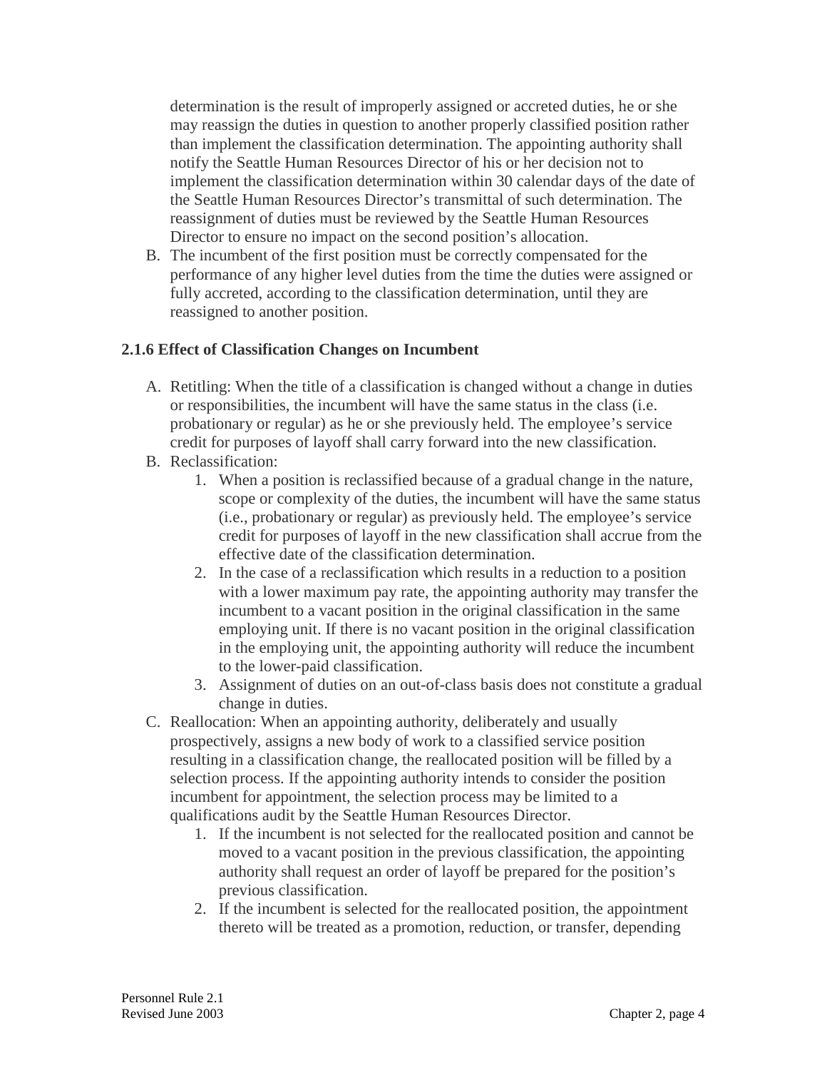determination is the result of improperly assigned or accreted duties, he or she may reassign the duties in question to another properly classified position rather than implement the classification determination. The appointing authority shall notify the Seattle Human Resources Director of his or her decision not to implement the classification determination within 30 calendar days of the date of the Seattle Human Resources Director's transmittal of such determination. The reassignment of duties must be reviewed by the Seattle Human Resources Director to ensure no impact on the second position's allocation.

B. The incumbent of the first position must be correctly compensated for the performance of any higher level duties from the time the duties were assigned or fully accreted, according to the classification determination, until they are reassigned to another position.

### 2.1.6 Effect of Classification Changes on Incumbent

A. Retitling: When the title of a classification is changed without a change in duties or responsibilities, the incumbent will have the same status in the class (i.e. probationary or regular) as he or she previously held. The employee's service credit for purposes of layoff shall carry forward into the new classification.

B. Reclassification:
   1. When a position is reclassified because of a gradual change in the nature, scope or complexity of the duties, the incumbent will have the same status (i.e., probationary or regular) as previously held. The employee's service credit for purposes of layoff in the new classification shall accrue from the effective date of the classification determination.
   2. In the case of a reclassification which results in a reduction to a position with a lower maximum pay rate, the appointing authority may transfer the incumbent to a vacant position in the original classification in the same employing unit. If there is no vacant position in the original classification in the employing unit, the appointing authority will reduce the incumbent to the lower-paid classification.
   3. Assignment of duties on an out-of-class basis does not constitute a gradual change in duties.

C. Reallocation: When an appointing authority, deliberately and usually prospectively, assigns a new body of work to a classified service position resulting in a classification change, the reallocated position will be filled by a selection process. If the appointing authority intends to consider the position incumbent for appointment, the selection process may be limited to a qualifications audit by the Seattle Human Resources Director.
   1. If the incumbent is not selected for the reallocated position and cannot be moved to a vacant position in the previous classification, the appointing authority shall request an order of layoff be prepared for the position's previous classification.
   2. If the incumbent is selected for the reallocated position, the appointment thereto will be treated as a promotion, reduction, or transfer, depending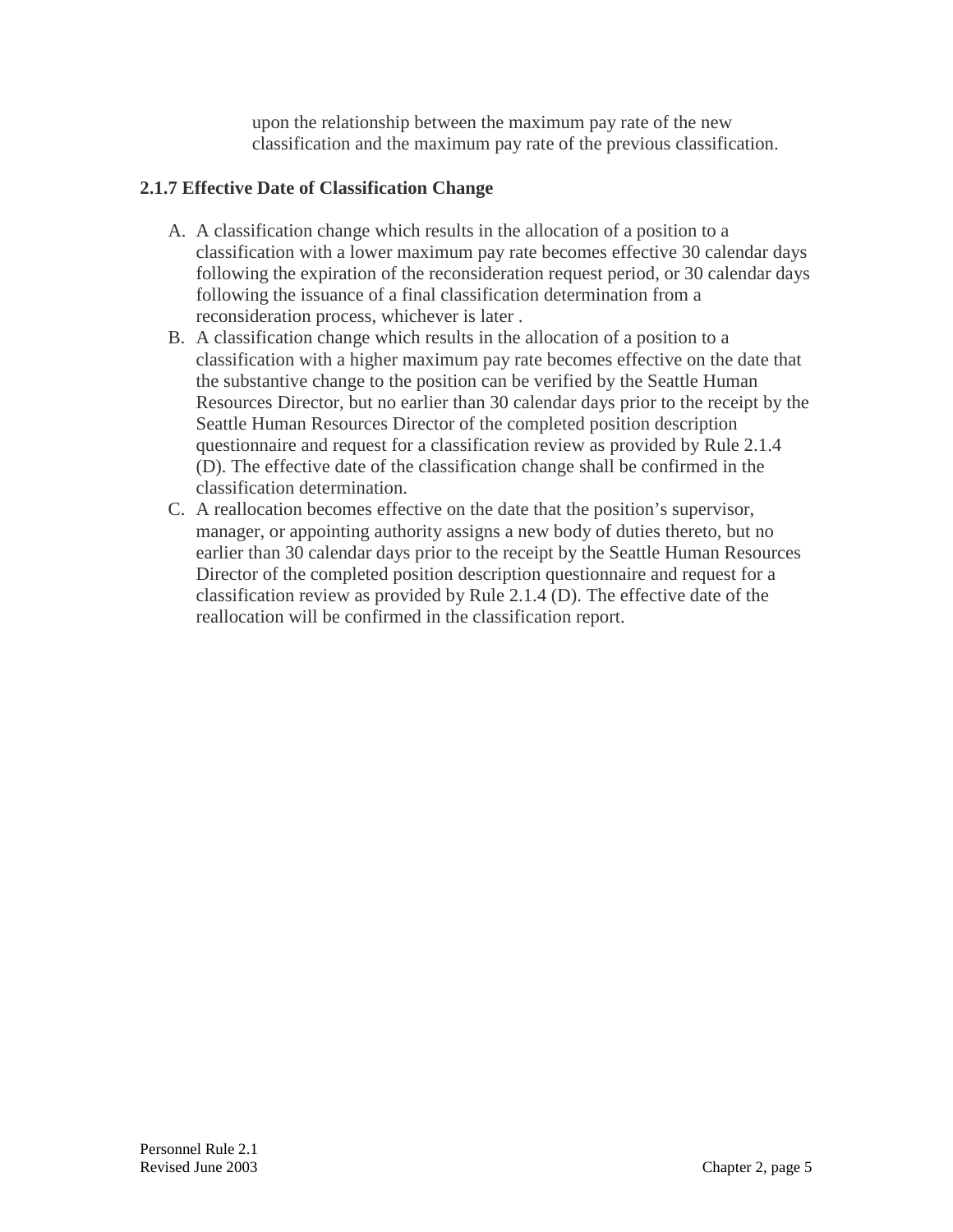upon the relationship between the maximum pay rate of the new classification and the maximum pay rate of the previous classification.

### 2.1.7 Effective Date of Classification Change

A. A classification change which results in the allocation of a position to a classification with a lower maximum pay rate becomes effective 30 calendar days following the expiration of the reconsideration request period, or 30 calendar days following the issuance of a final classification determination from a reconsideration process, whichever is later .

B. A classification change which results in the allocation of a position to a classification with a higher maximum pay rate becomes effective on the date that the substantive change to the position can be verified by the Seattle Human Resources Director, but no earlier than 30 calendar days prior to the receipt by the Seattle Human Resources Director of the completed position description questionnaire and request for a classification review as provided by Rule 2.1.4 (D). The effective date of the classification change shall be confirmed in the classification determination.

C. A reallocation becomes effective on the date that the position's supervisor, manager, or appointing authority assigns a new body of duties thereto, but no earlier than 30 calendar days prior to the receipt by the Seattle Human Resources Director of the completed position description questionnaire and request for a classification review as provided by Rule 2.1.4 (D). The effective date of the reallocation will be confirmed in the classification report.